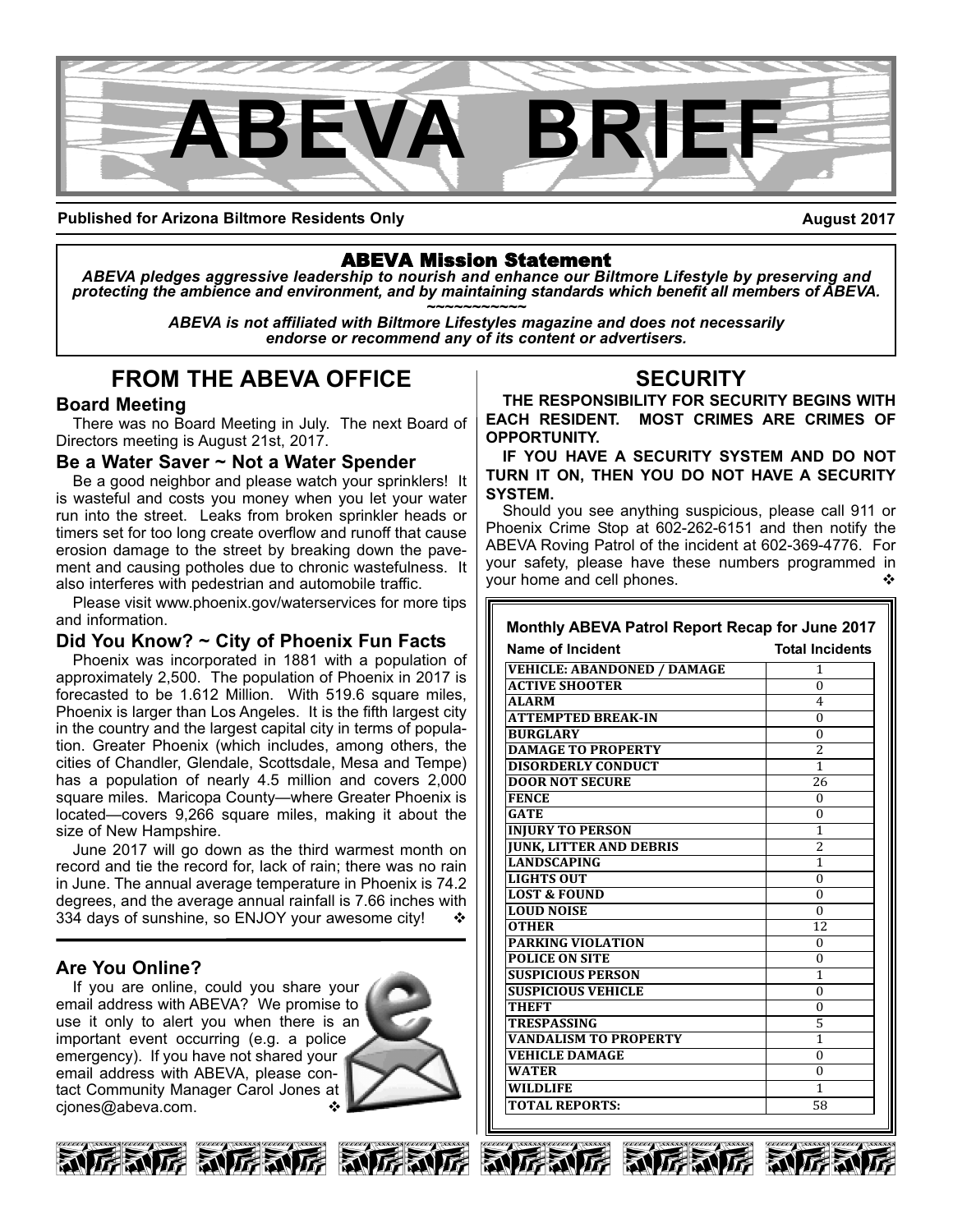# ABEVA BRIEF

**Published for Arizona Biltmore Residents Only** **August 2017**

## ABEVA Mission Statement

*ABEVA pledges aggressive leadership to nourish and enhance our Biltmore Lifestyle by preserving and protecting the ambience and environment, and by maintaining standards which benefit all members of ABEVA.*

~~~~~~~~~~~

*ABEVA is not affiliated with Biltmore Lifestyles magazine and does not necessarily endorse or recommend any of its content or advertisers.*

## FROM THE ABEVA OFFICE

### Board Meeting

There was no Board Meeting in July. The next Board of Directors meeting is August 21st, 2017.

### Be a Water Saver ~ Not a Water Spender

Be a good neighbor and please watch your sprinklers! It is wasteful and costs you money when you let your water run into the street. Leaks from broken sprinkler heads or timers set for too long create overflow and runoff that cause erosion damage to the street by breaking down the pavement and causing potholes due to chronic wastefulness. It also interferes with pedestrian and automobile traffic.

Please visit www.phoenix.gov/waterservices for more tips and information.

### Did You Know? ~ City of Phoenix Fun Facts

Phoenix was incorporated in 1881 with a population of approximately 2,500. The population of Phoenix in 2017 is forecasted to be 1.612 Million. With 519.6 square miles, Phoenix is larger than Los Angeles. It is the fifth largest city in the country and the largest capital city in terms of population. Greater Phoenix (which includes, among others, the cities of Chandler, Glendale, Scottsdale, Mesa and Tempe) has a population of nearly 4.5 million and covers 2,000 square miles. Maricopa County—where Greater Phoenix is located—covers 9,266 square miles, making it about the size of New Hampshire.

June 2017 will go down as the third warmest month on record and tie the record for, lack of rain; there was no rain in June. The annual average temperature in Phoenix is 74.2 degrees, and the average annual rainfall is 7.66 inches with 334 days of sunshine, so ENJOY your awesome city! ❖

### Are You Online?

If you are online, could you share your email address with ABEVA? We promise to use it only to alert you when there is an important event occurring (e.g. a police emergency). If you have not shared your email address with ABEVA, please contact Community Manager Carol Jones at cjones@abeva.com. ❖

## SECURITY

**THE RESPONSIBILITY FOR SECURITY BEGINS WITH EACH RESIDENT. MOST CRIMES ARE CRIMES OF OPPORTUNITY.**

**IF YOU HAVE A SECURITY SYSTEM AND DO NOT TURN IT ON, THEN YOU DO NOT HAVE A SECURITY SYSTEM.**

Should you see anything suspicious, please call 911 or Phoenix Crime Stop at 602-262-6151 and then notify the ABEVA Roving Patrol of the incident at 602-369-4776. For your safety, please have these numbers programmed in your home and cell phones. ❖

**Monthly ABEVA Patrol Report Recap for June 2017**

| Name of Incident | Total Incidents |
|---|---|
| VEHICLE: ABANDONED / DAMAGE | 1 |
| ACTIVE SHOOTER | 0 |
| ALARM | 4 |
| ATTEMPTED BREAK-IN | 0 |
| BURGLARY | 0 |
| DAMAGE TO PROPERTY | 2 |
| DISORDERLY CONDUCT | 1 |
| DOOR NOT SECURE | 26 |
| FENCE | 0 |
| GATE | 0 |
| INJURY TO PERSON | 1 |
| JUNK, LITTER AND DEBRIS | 2 |
| LANDSCAPING | 1 |
| LIGHTS OUT | 0 |
| LOST & FOUND | 0 |
| LOUD NOISE | 0 |
| OTHER | 12 |
| PARKING VIOLATION | 0 |
| POLICE ON SITE | 0 |
| SUSPICIOUS PERSON | 1 |
| SUSPICIOUS VEHICLE | 0 |
| THEFT | 0 |
| TRESPASSING | 5 |
| VANDALISM TO PROPERTY | 1 |
| VEHICLE DAMAGE | 0 |
| WATER | 0 |
| WILDLIFE | 1 |
| TOTAL REPORTS: | 58 |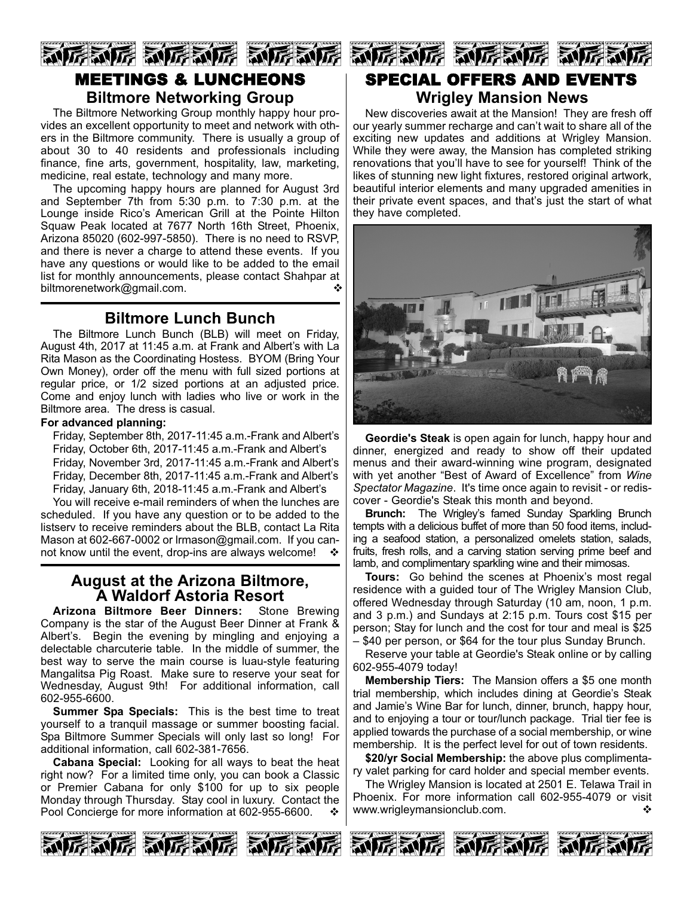# MEETINGS & LUNCHEONS

## Biltmore Networking Group

The Biltmore Networking Group monthly happy hour provides an excellent opportunity to meet and network with others in the Biltmore community. There is usually a group of about 30 to 40 residents and professionals including finance, fine arts, government, hospitality, law, marketing, medicine, real estate, technology and many more.

The upcoming happy hours are planned for August 3rd and September 7th from 5:30 p.m. to 7:30 p.m. at the Lounge inside Rico's American Grill at the Pointe Hilton Squaw Peak located at 7677 North 16th Street, Phoenix, Arizona 85020 (602-997-5850). There is no need to RSVP, and there is never a charge to attend these events. If you have any questions or would like to be added to the email list for monthly announcements, please contact Shahpar at biltmorenetwork@gmail.com. ❖

## Biltmore Lunch Bunch

The Biltmore Lunch Bunch (BLB) will meet on Friday, August 4th, 2017 at 11:45 a.m. at Frank and Albert's with La Rita Mason as the Coordinating Hostess. BYOM (Bring Your Own Money), order off the menu with full sized portions at regular price, or 1/2 sized portions at an adjusted price. Come and enjoy lunch with ladies who live or work in the Biltmore area. The dress is casual.

**For advanced planning:**

Friday, September 8th, 2017-11:45 a.m.-Frank and Albert's
Friday, October 6th, 2017-11:45 a.m.-Frank and Albert's
Friday, November 3rd, 2017-11:45 a.m.-Frank and Albert's
Friday, December 8th, 2017-11:45 a.m.-Frank and Albert's
Friday, January 6th, 2018-11:45 a.m.-Frank and Albert's

You will receive e-mail reminders of when the lunches are scheduled. If you have any question or to be added to the listserv to receive reminders about the BLB, contact La Rita Mason at 602-667-0002 or lrmason@gmail.com. If you cannot know until the event, drop-ins are always welcome! ❖

## August at the Arizona Biltmore, A Waldorf Astoria Resort

**Arizona Biltmore Beer Dinners:** Stone Brewing Company is the star of the August Beer Dinner at Frank & Albert's. Begin the evening by mingling and enjoying a delectable charcuterie table. In the middle of summer, the best way to serve the main course is luau-style featuring Mangalitsa Pig Roast. Make sure to reserve your seat for Wednesday, August 9th! For additional information, call 602-955-6600.

**Summer Spa Specials:** This is the best time to treat yourself to a tranquil massage or summer boosting facial. Spa Biltmore Summer Specials will only last so long! For additional information, call 602-381-7656.

**Cabana Special:** Looking for all ways to beat the heat right now? For a limited time only, you can book a Classic or Premier Cabana for only $100 for up to six people Monday through Thursday. Stay cool in luxury. Contact the Pool Concierge for more information at 602-955-6600. ❖

# SPECIAL OFFERS AND EVENTS

## Wrigley Mansion News

New discoveries await at the Mansion! They are fresh off our yearly summer recharge and can't wait to share all of the exciting new updates and additions at Wrigley Mansion. While they were away, the Mansion has completed striking renovations that you'll have to see for yourself! Think of the likes of stunning new light fixtures, restored original artwork, beautiful interior elements and many upgraded amenities in their private event spaces, and that's just the start of what they have completed.

**Geordie's Steak** is open again for lunch, happy hour and dinner, energized and ready to show off their updated menus and their award-winning wine program, designated with yet another "Best of Award of Excellence" from *Wine Spectator Magazine*. It's time once again to revisit - or rediscover - Geordie's Steak this month and beyond.

**Brunch:** The Wrigley's famed Sunday Sparkling Brunch tempts with a delicious buffet of more than 50 food items, including a seafood station, a personalized omelets station, salads, fruits, fresh rolls, and a carving station serving prime beef and lamb, and complimentary sparkling wine and their mimosas.

**Tours:** Go behind the scenes at Phoenix's most regal residence with a guided tour of The Wrigley Mansion Club, offered Wednesday through Saturday (10 am, noon, 1 p.m. and 3 p.m.) and Sundays at 2:15 p.m. Tours cost $15 per person; Stay for lunch and the cost for tour and meal is $25 – $40 per person, or $64 for the tour plus Sunday Brunch.

Reserve your table at Geordie's Steak online or by calling 602-955-4079 today!

**Membership Tiers:** The Mansion offers a $5 one month trial membership, which includes dining at Geordie's Steak and Jamie's Wine Bar for lunch, dinner, brunch, happy hour, and to enjoying a tour or tour/lunch package. Trial tier fee is applied towards the purchase of a social membership, or wine membership. It is the perfect level for out of town residents.

**$20/yr Social Membership:** the above plus complimentary valet parking for card holder and special member events.

The Wrigley Mansion is located at 2501 E. Telawa Trail in Phoenix. For more information call 602-955-4079 or visit www.wrigleymansionclub.com. ❖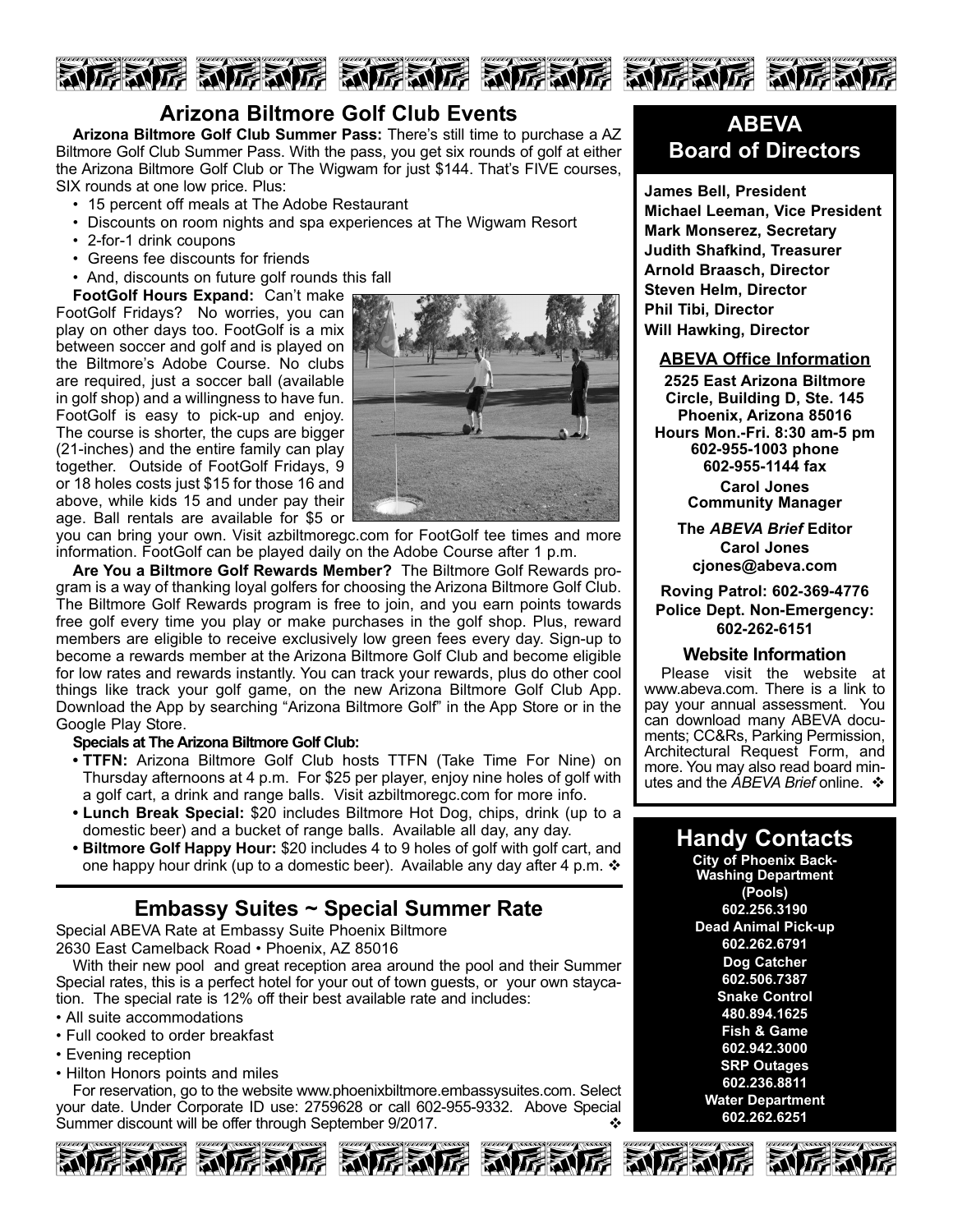## Arizona Biltmore Golf Club Events

**Arizona Biltmore Golf Club Summer Pass:** There's still time to purchase a AZ Biltmore Golf Club Summer Pass. With the pass, you get six rounds of golf at either the Arizona Biltmore Golf Club or The Wigwam for just $144. That's FIVE courses, SIX rounds at one low price. Plus:

- 15 percent off meals at The Adobe Restaurant
- Discounts on room nights and spa experiences at The Wigwam Resort
- 2-for-1 drink coupons
- Greens fee discounts for friends
- And, discounts on future golf rounds this fall

**FootGolf Hours Expand:** Can't make FootGolf Fridays? No worries, you can play on other days too. FootGolf is a mix between soccer and golf and is played on the Biltmore's Adobe Course. No clubs are required, just a soccer ball (available in golf shop) and a willingness to have fun. FootGolf is easy to pick-up and enjoy. The course is shorter, the cups are bigger (21-inches) and the entire family can play together. Outside of FootGolf Fridays, 9 or 18 holes costs just $15 for those 16 and above, while kids 15 and under pay their age. Ball rentals are available for $5 or you can bring your own. Visit azbiltmoregc.com for FootGolf tee times and more information. FootGolf can be played daily on the Adobe Course after 1 p.m.

**Are You a Biltmore Golf Rewards Member?** The Biltmore Golf Rewards program is a way of thanking loyal golfers for choosing the Arizona Biltmore Golf Club. The Biltmore Golf Rewards program is free to join, and you earn points towards free golf every time you play or make purchases in the golf shop. Plus, reward members are eligible to receive exclusively low green fees every day. Sign-up to become a rewards member at the Arizona Biltmore Golf Club and become eligible for low rates and rewards instantly. You can track your rewards, plus do other cool things like track your golf game, on the new Arizona Biltmore Golf Club App. Download the App by searching "Arizona Biltmore Golf" in the App Store or in the Google Play Store.

**Specials at The Arizona Biltmore Golf Club:**

- **TTFN:** Arizona Biltmore Golf Club hosts TTFN (Take Time For Nine) on Thursday afternoons at 4 p.m. For $25 per player, enjoy nine holes of golf with a golf cart, a drink and range balls. Visit azbiltmoregc.com for more info.
- **Lunch Break Special:** $20 includes Biltmore Hot Dog, chips, drink (up to a domestic beer) and a bucket of range balls. Available all day, any day.
- **Biltmore Golf Happy Hour:** $20 includes 4 to 9 holes of golf with golf cart, and one happy hour drink (up to a domestic beer). Available any day after 4 p.m. ❖

## Embassy Suites ~ Special Summer Rate

Special ABEVA Rate at Embassy Suite Phoenix Biltmore
2630 East Camelback Road • Phoenix, AZ 85016

With their new pool and great reception area around the pool and their Summer Special rates, this is a perfect hotel for your out of town guests, or your own staycation. The special rate is 12% off their best available rate and includes:

- All suite accommodations
- Full cooked to order breakfast
- Evening reception
- Hilton Honors points and miles

For reservation, go to the website www.phoenixbiltmore.embassysuites.com. Select your date. Under Corporate ID use: 2759628 or call 602-955-9332. Above Special Summer discount will be offer through September 9/2017. ❖

## ABEVA Board of Directors

**James Bell, President**
**Michael Leeman, Vice President**
**Mark Monserez, Secretary**
**Judith Shafkind, Treasurer**
**Arnold Braasch, Director**
**Steven Helm, Director**
**Phil Tibi, Director**
**Will Hawking, Director**

### ABEVA Office Information

**2525 East Arizona Biltmore Circle, Building D, Ste. 145**
**Phoenix, Arizona 85016**
**Hours Mon.-Fri. 8:30 am-5 pm**
**602-955-1003 phone**
**602-955-1144 fax**

**Carol Jones**
**Community Manager**

**The *ABEVA Brief* Editor**
**Carol Jones**
**cjones@abeva.com**

**Roving Patrol: 602-369-4776**
**Police Dept. Non-Emergency: 602-262-6151**

### Website Information

Please visit the website at www.abeva.com. There is a link to pay your annual assessment. You can download many ABEVA documents; CC&Rs, Parking Permission, Architectural Request Form, and more. You may also read board minutes and the *ABEVA Brief* online. ❖

## Handy Contacts

**City of Phoenix Back-Washing Department (Pools)**
**602.256.3190**
**Dead Animal Pick-up**
**602.262.6791**
**Dog Catcher**
**602.506.7387**
**Snake Control**
**480.894.1625**
**Fish & Game**
**602.942.3000**
**SRP Outages**
**602.236.8811**
**Water Department**
**602.262.6251**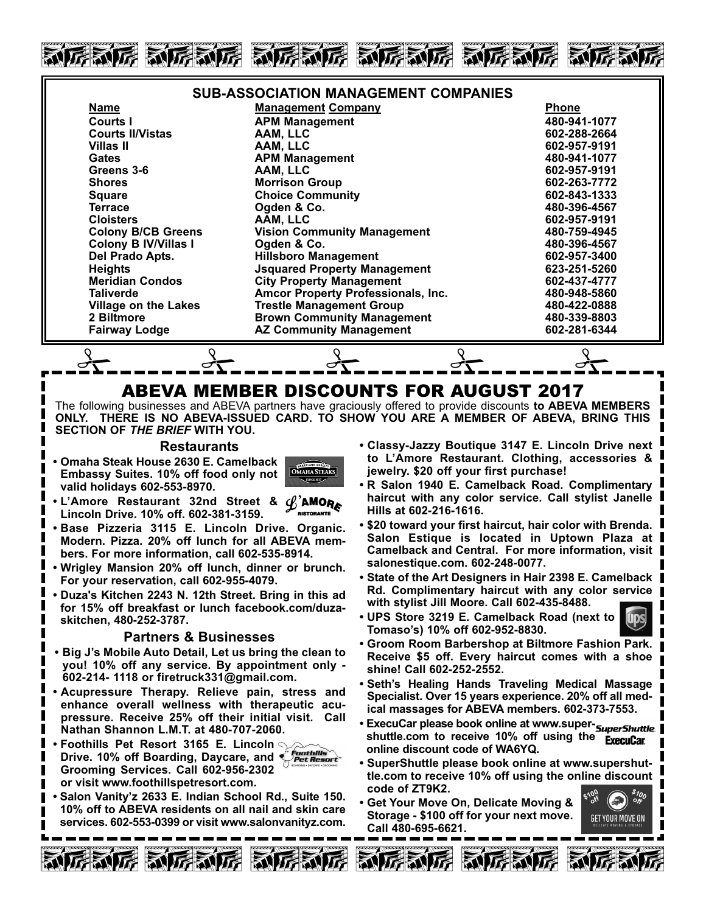## SUB-ASSOCIATION MANAGEMENT COMPANIES

| Name | Management Company | Phone |
|---|---|---|
| Courts I | APM Management | 480-941-1077 |
| Courts II/Vistas | AAM, LLC | 602-288-2664 |
| Villas II | AAM, LLC | 602-957-9191 |
| Gates | APM Management | 480-941-1077 |
| Greens 3-6 | AAM, LLC | 602-957-9191 |
| Shores | Morrison Group | 602-263-7772 |
| Square | Choice Community | 602-843-1333 |
| Terrace | Ogden & Co. | 480-396-4567 |
| Cloisters | AAM, LLC | 602-957-9191 |
| Colony B/CB Greens | Vision Community Management | 480-759-4945 |
| Colony B IV/Villas I | Ogden & Co. | 480-396-4567 |
| Del Prado Apts. | Hillsboro Management | 602-957-3400 |
| Heights | Jsquared Property Management | 623-251-5260 |
| Meridian Condos | City Property Management | 602-437-4777 |
| Taliverde | Amcor Property Professionals, Inc. | 480-948-5860 |
| Village on the Lakes | Trestle Management Group | 480-422-0888 |
| 2 Biltmore | Brown Community Management | 480-339-8803 |
| Fairway Lodge | AZ Community Management | 602-281-6344 |

# ABEVA MEMBER DISCOUNTS FOR AUGUST 2017

The following businesses and ABEVA partners have graciously offered to provide discounts **to ABEVA MEMBERS ONLY. THERE IS NO ABEVA-ISSUED CARD. TO SHOW YOU ARE A MEMBER OF ABEVA, BRING THIS SECTION OF *THE BRIEF* WITH YOU.**

### Restaurants

- **Omaha Steak House 2630 E. Camelback Embassy Suites. 10% off food only not valid holidays 602-553-8970.**
- **L'Amore Restaurant 32nd Street & Lincoln Drive. 10% off. 602-381-3159.**
- **Base Pizzeria 3115 E. Lincoln Drive. Organic. Modern. Pizza. 20% off lunch for all ABEVA members. For more information, call 602-535-8914.**
- **Wrigley Mansion 20% off lunch, dinner or brunch. For your reservation, call 602-955-4079.**
- **Duza's Kitchen 2243 N. 12th Street. Bring in this ad for 15% off breakfast or lunch facebook.com/duzaskitchen, 480-252-3787.**

### Partners & Businesses

- **Big J's Mobile Auto Detail, Let us bring the clean to you! 10% off any service. By appointment only - 602-214- 1118 or firetruck331@gmail.com.**
- **Acupressure Therapy. Relieve pain, stress and enhance overall wellness with therapeutic acupressure. Receive 25% off their initial visit. Call Nathan Shannon L.M.T. at 480-707-2060.**
- **Foothills Pet Resort 3165 E. Lincoln Drive. 10% off Boarding, Daycare, and Grooming Services. Call 602-956-2302 or visit www.foothillspetresort.com.**
- **Salon Vanity'z 2633 E. Indian School Rd., Suite 150. 10% off to ABEVA residents on all nail and skin care services. 602-553-0399 or visit www.salonvanityz.com.**
- **Classy-Jazzy Boutique 3147 E. Lincoln Drive next to L'Amore Restaurant. Clothing, accessories & jewelry. $20 off your first purchase!**
- **R Salon 1940 E. Camelback Road. Complimentary haircut with any color service. Call stylist Janelle Hills at 602-216-1616.**
- **$20 toward your first haircut, hair color with Brenda. Salon Estique is located in Uptown Plaza at Camelback and Central. For more information, visit salonestique.com. 602-248-0077.**
- **State of the Art Designers in Hair 2398 E. Camelback Rd. Complimentary haircut with any color service with stylist Jill Moore. Call 602-435-8488.**
- **UPS Store 3219 E. Camelback Road (next to Tomaso's) 10% off 602-952-8830.**
- **Groom Room Barbershop at Biltmore Fashion Park. Receive $5 off. Every haircut comes with a shoe shine! Call 602-252-2552.**
- **Seth's Healing Hands Traveling Medical Massage Specialist. Over 15 years experience. 20% off all medical massages for ABEVA members. 602-373-7553.**
- **ExecuCar please book online at www.supershuttle.com to receive 10% off using the online discount code of WA6YQ.**
- **SuperShuttle please book online at www.supershuttle.com to receive 10% off using the online discount code of ZT9K2.**
- **Get Your Move On, Delicate Moving & Storage - $100 off for your next move. Call 480-695-6621.**